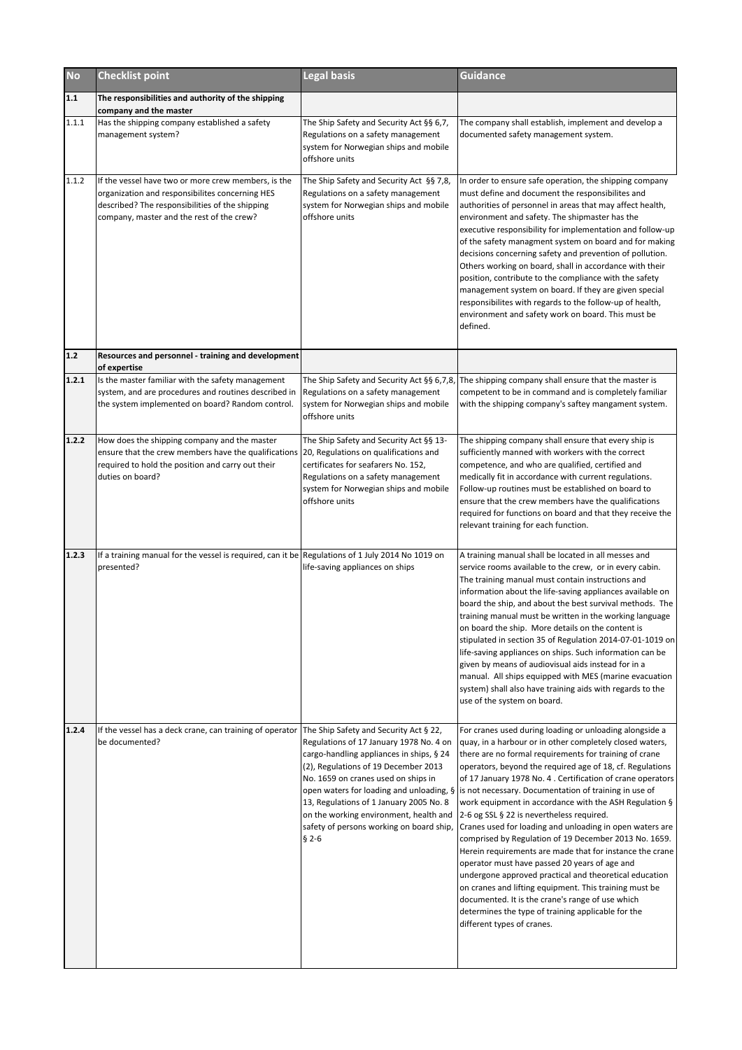| No | Checklist point | Legal basis | Guidance |
|---|---|---|---|
| **1.1** | **The responsibilities and authority of the shipping company and the master** | | |
| 1.1.1 | Has the shipping company established a safety management system? | The Ship Safety and Security Act §§ 6,7, Regulations on a safety management system for Norwegian ships and mobile offshore units | The company shall establish, implement and develop a documented safety management system. |
| 1.1.2 | If the vessel have two or more crew members, is the organization and responsibilites concerning HES described? The responsibilities of the shipping company, master and the rest of the crew? | The Ship Safety and Security Act §§ 7,8, Regulations on a safety management system for Norwegian ships and mobile offshore units | In order to ensure safe operation, the shipping company must define and document the responsibilites and authorities of personnel in areas that may affect health, environment and safety. The shipmaster has the executive responsibility for implementation and follow-up of the safety managment system on board and for making decisions concerning safety and prevention of pollution. Others working on board, shall in accordance with their position, contribute to the compliance with the safety management system on board. If they are given special responsibilites with regards to the follow-up of health, environment and safety work on board. This must be defined. |
| **1.2** | **Resources and personnel - training and development of expertise** | | |
| **1.2.1** | Is the master familiar with the safety management system, and are procedures and routines described in the system implemented on board? Random control. | The Ship Safety and Security Act §§ 6,7,8, Regulations on a safety management system for Norwegian ships and mobile offshore units | The shipping company shall ensure that the master is competent to be in command and is completely familiar with the shipping company's saftey mangament system. |
| **1.2.2** | How does the shipping company and the master ensure that the crew members have the qualifications required to hold the position and carry out their duties on board? | The Ship Safety and Security Act §§ 13-20, Regulations on qualifications and certificates for seafarers No. 152, Regulations on a safety management system for Norwegian ships and mobile offshore units | The shipping company shall ensure that every ship is sufficiently manned with workers with the correct competence, and who are qualified, certified and medically fit in accordance with current regulations. Follow-up routines must be established on board to ensure that the crew members have the qualifications required for functions on board and that they receive the relevant training for each function. |
| **1.2.3** | If a training manual for the vessel is required, can it be presented? | Regulations of 1 July 2014 No 1019 on life-saving appliances on ships | A training manual shall be located in all messes and service rooms available to the crew, or in every cabin. The training manual must contain instructions and information about the life-saving appliances available on board the ship, and about the best survival methods. The training manual must be written in the working language on board the ship. More details on the content is stipulated in section 35 of Regulation 2014-07-01-1019 on life-saving appliances on ships. Such information can be given by means of audiovisual aids instead for in a manual. All ships equipped with MES (marine evacuation system) shall also have training aids with regards to the use of the system on board. |
| **1.2.4** | If the vessel has a deck crane, can training of operator be documented? | The Ship Safety and Security Act § 22, Regulations of 17 January 1978 No. 4 on cargo-handling appliances in ships, § 24 (2), Regulations of 19 December 2013 No. 1659 on cranes used on ships in open waters for loading and unloading, § 13, Regulations of 1 January 2005 No. 8 on the working environment, health and safety of persons working on board ship, § 2-6 | For cranes used during loading or unloading alongside a quay, in a harbour or in other completely closed waters, there are no formal requirements for training of crane operators, beyond the required age of 18, cf. Regulations of 17 January 1978 No. 4 . Certification of crane operators is not necessary. Documentation of training in use of work equipment in accordance with the ASH Regulation § 2-6 og SSL § 22 is nevertheless required.<br>Cranes used for loading and unloading in open waters are comprised by Regulation of 19 December 2013 No. 1659. Herein requirements are made that for instance the crane operator must have passed 20 years of age and undergone approved practical and theoretical education on cranes and lifting equipment. This training must be documented. It is the crane's range of use which determines the type of training applicable for the different types of cranes. |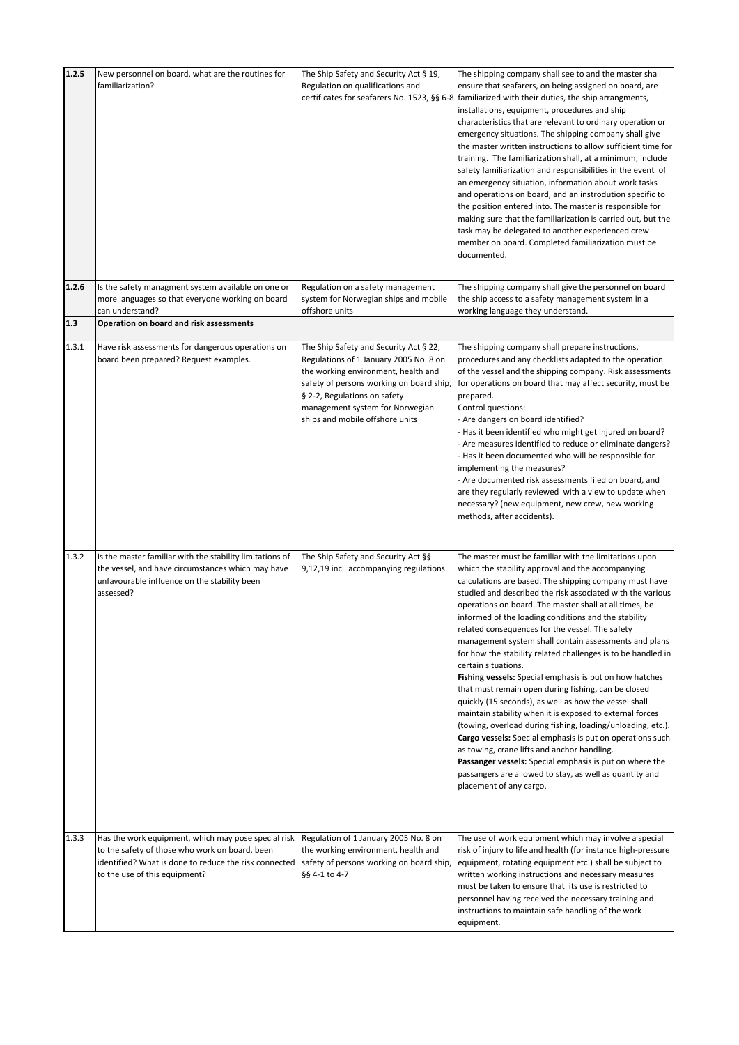| | | | |
|---|---|---|---|
| **1.2.5** | New personnel on board, what are the routines for familiarization? | The Ship Safety and Security Act § 19, Regulation on qualifications and certificates for seafarers No. 1523, §§ 6-8 | The shipping company shall see to and the master shall ensure that seafarers, on being assigned on board, are familiarized with their duties, the ship arrangements, installations, equipment, procedures and ship characteristics that are relevant to ordinary operation or emergency situations. The shipping company shall give the master written instructions to allow sufficient time for training. The familiarization shall, at a minimum, include safety familiarization and responsibilities in the event of an emergency situation, information about work tasks and operations on board, and an instrodution specific to the position entered into. The master is responsible for making sure that the familiarization is carried out, but the task may be delegated to another experienced crew member on board. Completed familiarization must be documented. |
| **1.2.6** | Is the safety managment system available on one or more languages so that everyone working on board can understand? | Regulation on a safety management system for Norwegian ships and mobile offshore units | The shipping company shall give the personnel on board the ship access to a safety management system in a working language they understand. |
| **1.3** | **Operation on board and risk assessments** | | |
| 1.3.1 | Have risk assessments for dangerous operations on board been prepared? Request examples. | The Ship Safety and Security Act § 22, Regulations of 1 January 2005 No. 8 on the working environment, health and safety of persons working on board ship, § 2-2, Regulations on safety management system for Norwegian ships and mobile offshore units | The shipping company shall prepare instructions, procedures and any checklists adapted to the operation of the vessel and the shipping company. Risk assessments for operations on board that may affect security, must be prepared.<br>Control questions:<br>- Are dangers on board identified?<br>- Has it been identified who might get injured on board?<br>- Are measures identified to reduce or eliminate dangers?<br>- Has it been documented who will be responsible for implementing the measures?<br>- Are documented risk assessments filed on board, and are they regularly reviewed with a view to update when necessary? (new equipment, new crew, new working methods, after accidents). |
| 1.3.2 | Is the master familiar with the stability limitations of the vessel, and have circumstances which may have unfavourable influence on the stability been assessed? | The Ship Safety and Security Act §§ 9,12,19 incl. accompanying regulations. | The master must be familiar with the limitations upon which the stability approval and the accompanying calculations are based. The shipping company must have studied and described the risk associated with the various operations on board. The master shall at all times, be informed of the loading conditions and the stability related consequences for the vessel. The safety management system shall contain assessments and plans for how the stability related challenges is to be handled in certain situations.<br>**Fishing vessels:** Special emphasis is put on how hatches that must remain open during fishing, can be closed quickly (15 seconds), as well as how the vessel shall maintain stability when it is exposed to external forces (towing, overload during fishing, loading/unloading, etc.).<br>**Cargo vessels:** Special emphasis is put on operations such as towing, crane lifts and anchor handling.<br>**Passanger vessels:** Special emphasis is put on where the passangers are allowed to stay, as well as quantity and placement of any cargo. |
| 1.3.3 | Has the work equipment, which may pose special risk to the safety of those who work on board, been identified? What is done to reduce the risk connected to the use of this equipment? | Regulation of 1 January 2005 No. 8 on the working environment, health and safety of persons working on board ship, §§ 4-1 to 4-7 | The use of work equipment which may involve a special risk of injury to life and health (for instance high-pressure equipment, rotating equipment etc.) shall be subject to written working instructions and necessary measures must be taken to ensure that its use is restricted to personnel having received the necessary training and instructions to maintain safe handling of the work equipment. |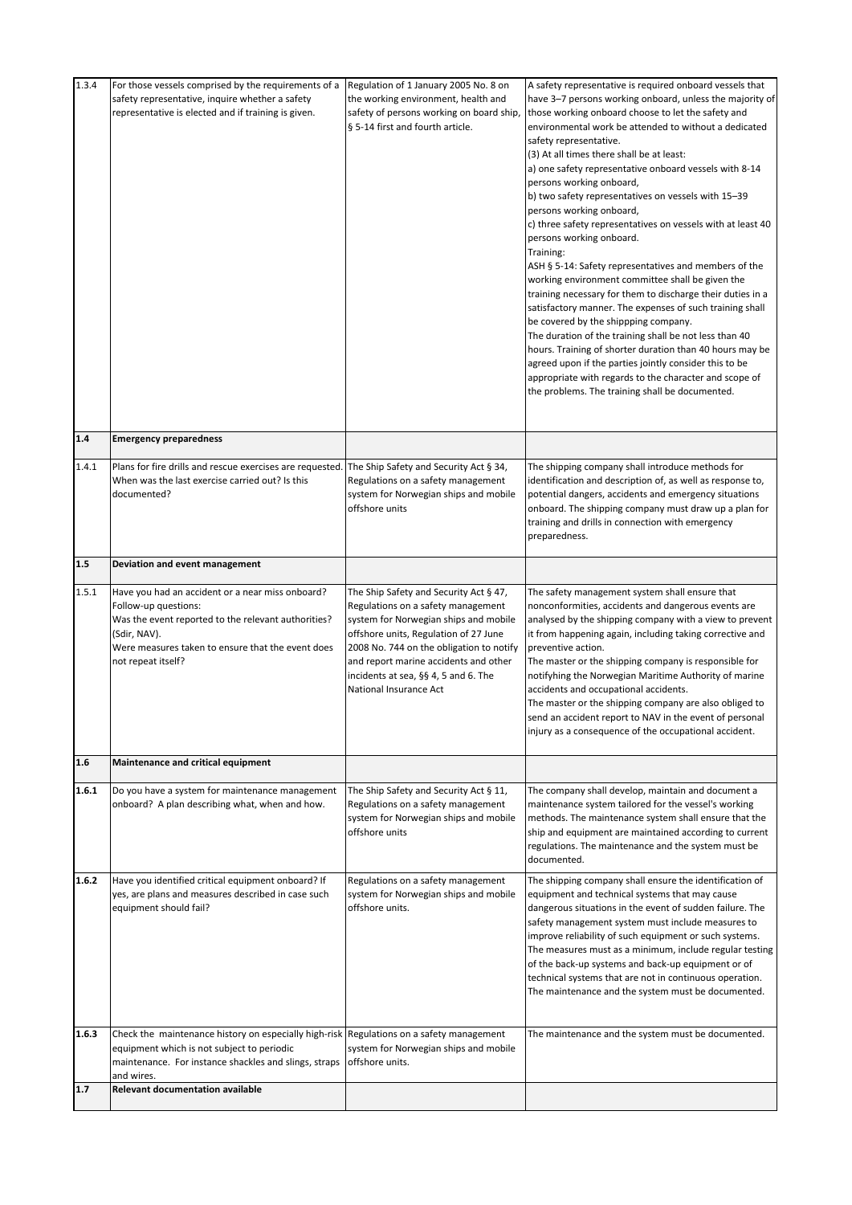| | | | |
|---|---|---|---|
| 1.3.4 | For those vessels comprised by the requirements of a safety representative, inquire whether a safety representative is elected and if training is given. | Regulation of 1 January 2005 No. 8 on the working environment, health and safety of persons working on board ship, § 5-14 first and fourth article. | A safety representative is required onboard vessels that have 3–7 persons working onboard, unless the majority of those working onboard choose to let the safety and environmental work be attended to without a dedicated safety representative.<br>(3) At all times there shall be at least:<br>a) one safety representative onboard vessels with 8-14 persons working onboard,<br>b) two safety representatives on vessels with 15–39 persons working onboard,<br>c) three safety representatives on vessels with at least 40 persons working onboard.<br>Training:<br>ASH § 5-14: Safety representatives and members of the working environment committee shall be given the training necessary for them to discharge their duties in a satisfactory manner. The expenses of such training shall be covered by the shippping company.<br>The duration of the training shall be not less than 40 hours. Training of shorter duration than 40 hours may be agreed upon if the parties jointly consider this to be appropriate with regards to the character and scope of the problems. The training shall be documented. |
| **1.4** | **Emergency preparedness** | | |
| 1.4.1 | Plans for fire drills and rescue exercises are requested. When was the last exercise carried out? Is this documented? | The Ship Safety and Security Act § 34, Regulations on a safety management system for Norwegian ships and mobile offshore units | The shipping company shall introduce methods for identification and description of, as well as response to, potential dangers, accidents and emergency situations onboard. The shipping company must draw up a plan for training and drills in connection with emergency preparedness. |
| **1.5** | **Deviation and event management** | | |
| 1.5.1 | Have you had an accident or a near miss onboard?<br>Follow-up questions:<br>Was the event reported to the relevant authorities? (Sdir, NAV).<br>Were measures taken to ensure that the event does not repeat itself? | The Ship Safety and Security Act § 47, Regulations on a safety management system for Norwegian ships and mobile offshore units, Regulation of 27 June 2008 No. 744 on the obligation to notify and report marine accidents and other incidents at sea, §§ 4, 5 and 6. The National Insurance Act | The safety management system shall ensure that nonconformities, accidents and dangerous events are analysed by the shipping company with a view to prevent it from happening again, including taking corrective and preventive action.<br>The master or the shipping company is responsible for notifyhing the Norwegian Maritime Authority of marine accidents and occupational accidents.<br>The master or the shipping company are also obliged to send an accident report to NAV in the event of personal injury as a consequence of the occupational accident. |
| **1.6** | **Maintenance and critical equipment** | | |
| **1.6.1** | Do you have a system for maintenance management onboard? A plan describing what, when and how. | The Ship Safety and Security Act § 11, Regulations on a safety management system for Norwegian ships and mobile offshore units | The company shall develop, maintain and document a maintenance system tailored for the vessel's working methods. The maintenance system shall ensure that the ship and equipment are maintained according to current regulations. The maintenance and the system must be documented. |
| **1.6.2** | Have you identified critical equipment onboard? If yes, are plans and measures described in case such equipment should fail? | Regulations on a safety management system for Norwegian ships and mobile offshore units. | The shipping company shall ensure the identification of equipment and technical systems that may cause dangerous situations in the event of sudden failure. The safety management system must include measures to improve reliability of such equipment or such systems. The measures must as a minimum, include regular testing of the back-up systems and back-up equipment or of technical systems that are not in continuous operation. The maintenance and the system must be documented. |
| **1.6.3** | Check the maintenance history on especially high-risk equipment which is not subject to periodic maintenance. For instance shackles and slings, straps and wires. | Regulations on a safety management system for Norwegian ships and mobile offshore units. | The maintenance and the system must be documented. |
| **1.7** | **Relevant documentation available** | | |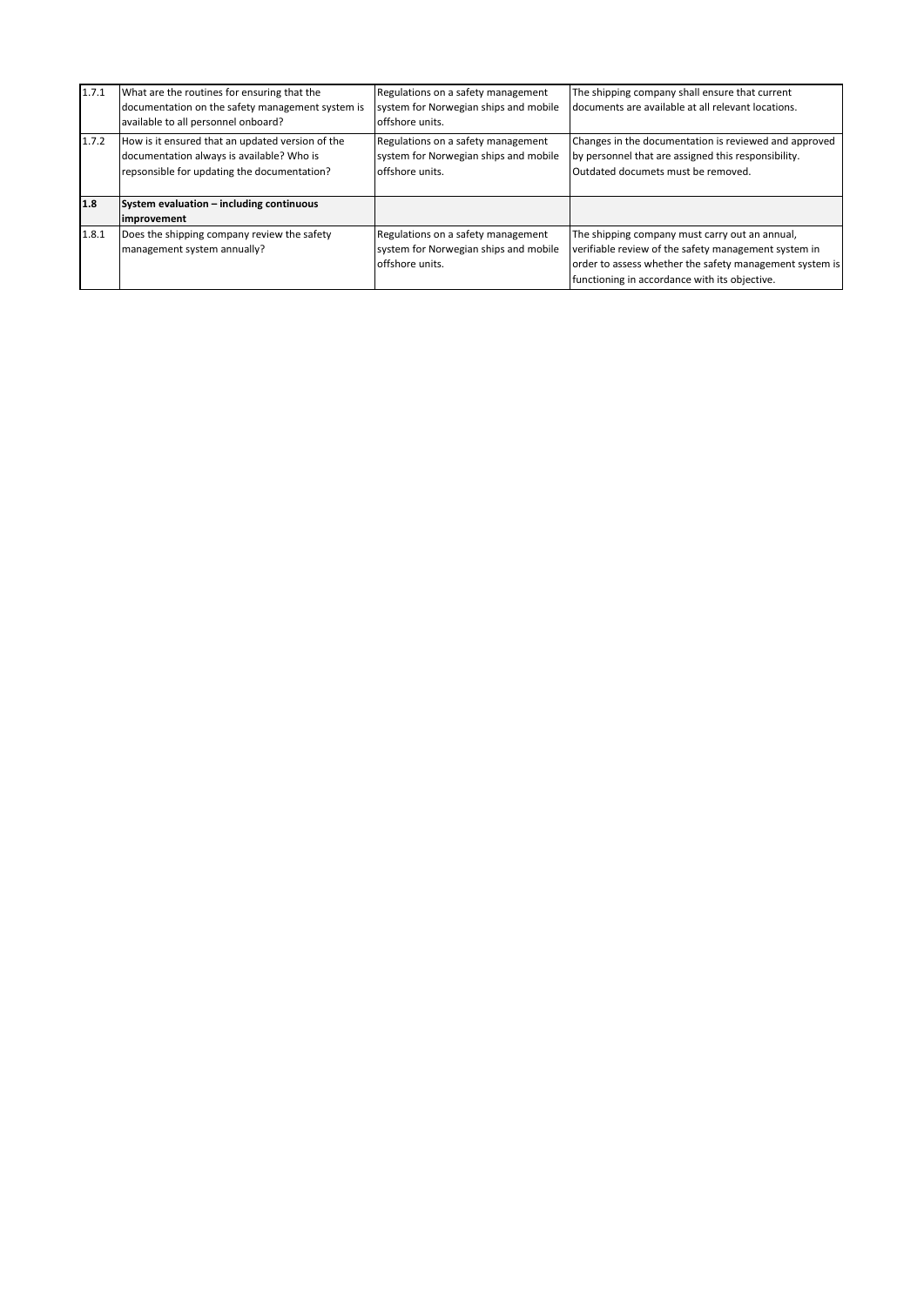| | | | |
|---|---|---|---|
| 1.7.1 | What are the routines for ensuring that the documentation on the safety management system is available to all personnel onboard? | Regulations on a safety management system for Norwegian ships and mobile offshore units. | The shipping company shall ensure that current documents are available at all relevant locations. |
| 1.7.2 | How is it ensured that an updated version of the documentation always is available? Who is repsonsible for updating the documentation? | Regulations on a safety management system for Norwegian ships and mobile offshore units. | Changes in the documentation is reviewed and approved by personnel that are assigned this responsibility. Outdated documets must be removed. |
| **1.8** | **System evaluation – including continuous improvement** | | |
| 1.8.1 | Does the shipping company review the safety management system annually? | Regulations on a safety management system for Norwegian ships and mobile offshore units. | The shipping company must carry out an annual, verifiable review of the safety management system in order to assess whether the safety management system is functioning in accordance with its objective. |